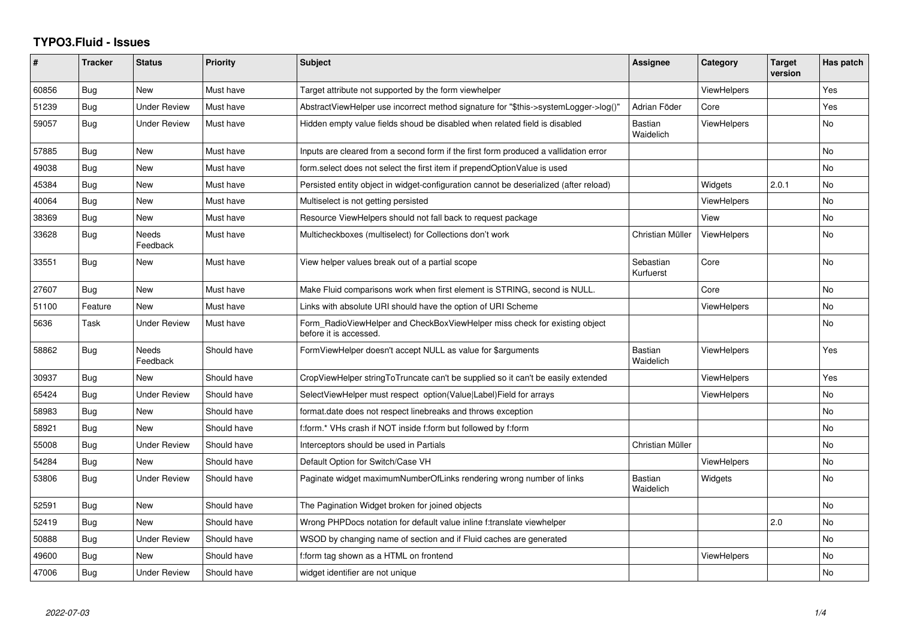# TYPO3.Fluid - Issues

| # | Tracker | Status | Priority | Subject | Assignee | Category | Target version | Has patch |
|---|---|---|---|---|---|---|---|---|
| 60856 | Bug | New | Must have | Target attribute not supported by the form viewhelper | | ViewHelpers | | Yes |
| 51239 | Bug | Under Review | Must have | AbstractViewHelper use incorrect method signature for "$this->systemLogger->log()" | Adrian Föder | Core | | Yes |
| 59057 | Bug | Under Review | Must have | Hidden empty value fields shoud be disabled when related field is disabled | Bastian Waidelich | ViewHelpers | | No |
| 57885 | Bug | New | Must have | Inputs are cleared from a second form if the first form produced a vallidation error | | | | No |
| 49038 | Bug | New | Must have | form.select does not select the first item if prependOptionValue is used | | | | No |
| 45384 | Bug | New | Must have | Persisted entity object in widget-configuration cannot be deserialized (after reload) | | Widgets | 2.0.1 | No |
| 40064 | Bug | New | Must have | Multiselect is not getting persisted | | ViewHelpers | | No |
| 38369 | Bug | New | Must have | Resource ViewHelpers should not fall back to request package | | View | | No |
| 33628 | Bug | Needs Feedback | Must have | Multicheckboxes (multiselect) for Collections don't work | Christian Müller | ViewHelpers | | No |
| 33551 | Bug | New | Must have | View helper values break out of a partial scope | Sebastian Kurfuerst | Core | | No |
| 27607 | Bug | New | Must have | Make Fluid comparisons work when first element is STRING, second is NULL. | | Core | | No |
| 51100 | Feature | New | Must have | Links with absolute URI should have the option of URI Scheme | | ViewHelpers | | No |
| 5636 | Task | Under Review | Must have | Form_RadioViewHelper and CheckBoxViewHelper miss check for existing object before it is accessed. | | | | No |
| 58862 | Bug | Needs Feedback | Should have | FormViewHelper doesn't accept NULL as value for $arguments | Bastian Waidelich | ViewHelpers | | Yes |
| 30937 | Bug | New | Should have | CropViewHelper stringToTruncate can't be supplied so it can't be easily extended | | ViewHelpers | | Yes |
| 65424 | Bug | Under Review | Should have | SelectViewHelper must respect option(Value\|Label)Field for arrays | | ViewHelpers | | No |
| 58983 | Bug | New | Should have | format.date does not respect linebreaks and throws exception | | | | No |
| 58921 | Bug | New | Should have | f:form.* VHs crash if NOT inside f:form but followed by f:form | | | | No |
| 55008 | Bug | Under Review | Should have | Interceptors should be used in Partials | Christian Müller | | | No |
| 54284 | Bug | New | Should have | Default Option for Switch/Case VH | | ViewHelpers | | No |
| 53806 | Bug | Under Review | Should have | Paginate widget maximumNumberOfLinks rendering wrong number of links | Bastian Waidelich | Widgets | | No |
| 52591 | Bug | New | Should have | The Pagination Widget broken for joined objects | | | | No |
| 52419 | Bug | New | Should have | Wrong PHPDocs notation for default value inline f:translate viewhelper | | | 2.0 | No |
| 50888 | Bug | Under Review | Should have | WSOD by changing name of section and if Fluid caches are generated | | | | No |
| 49600 | Bug | New | Should have | f:form tag shown as a HTML on frontend | | ViewHelpers | | No |
| 47006 | Bug | Under Review | Should have | widget identifier are not unique | | | | No |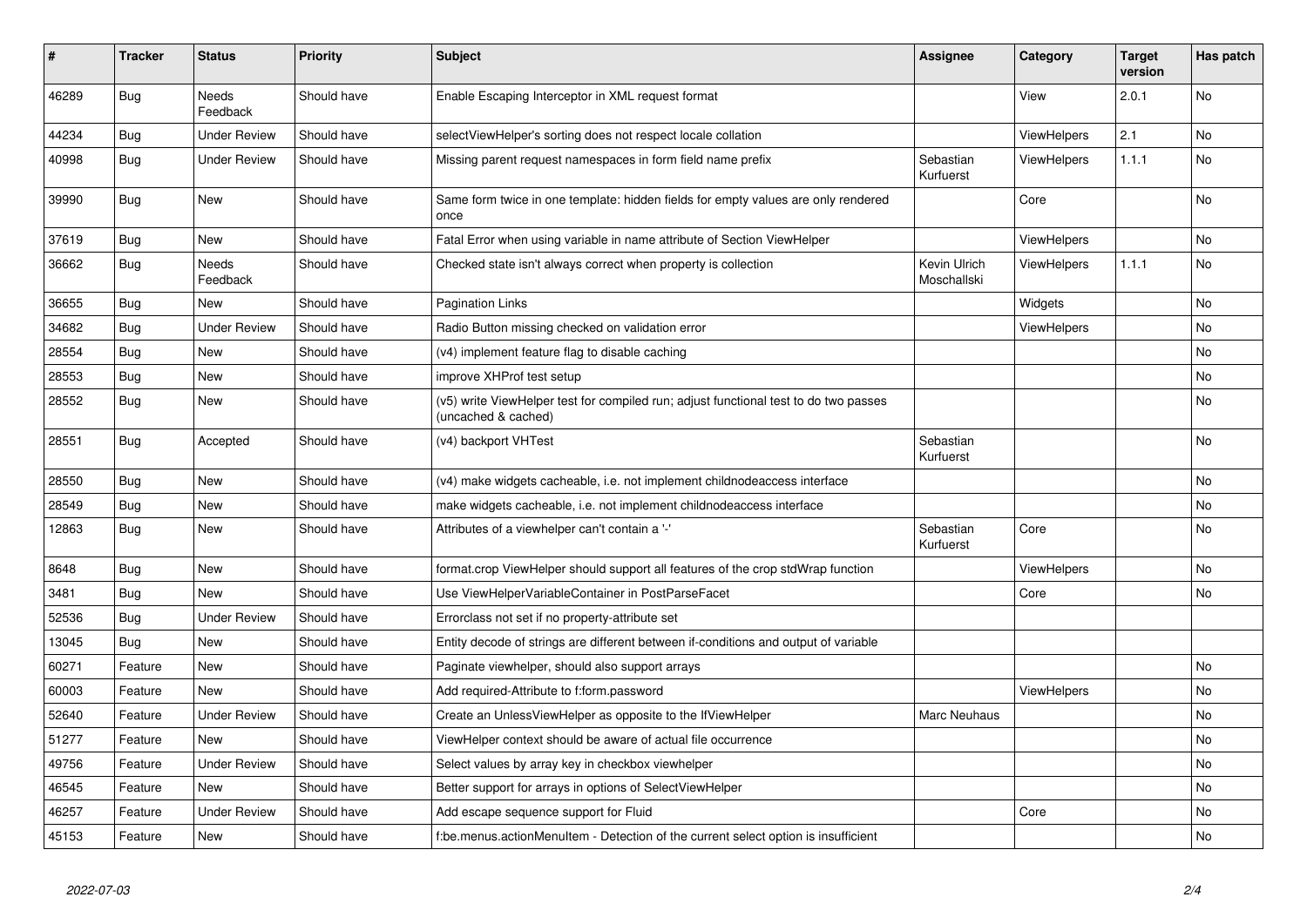| # | Tracker | Status | Priority | Subject | Assignee | Category | Target version | Has patch |
|---|---|---|---|---|---|---|---|---|
| 46289 | Bug | Needs Feedback | Should have | Enable Escaping Interceptor in XML request format | | View | 2.0.1 | No |
| 44234 | Bug | Under Review | Should have | selectViewHelper's sorting does not respect locale collation | | ViewHelpers | 2.1 | No |
| 40998 | Bug | Under Review | Should have | Missing parent request namespaces in form field name prefix | Sebastian Kurfuerst | ViewHelpers | 1.1.1 | No |
| 39990 | Bug | New | Should have | Same form twice in one template: hidden fields for empty values are only rendered once | | Core | | No |
| 37619 | Bug | New | Should have | Fatal Error when using variable in name attribute of Section ViewHelper | | ViewHelpers | | No |
| 36662 | Bug | Needs Feedback | Should have | Checked state isn't always correct when property is collection | Kevin Ulrich Moschallski | ViewHelpers | 1.1.1 | No |
| 36655 | Bug | New | Should have | Pagination Links | | Widgets | | No |
| 34682 | Bug | Under Review | Should have | Radio Button missing checked on validation error | | ViewHelpers | | No |
| 28554 | Bug | New | Should have | (v4) implement feature flag to disable caching | | | | No |
| 28553 | Bug | New | Should have | improve XHProf test setup | | | | No |
| 28552 | Bug | New | Should have | (v5) write ViewHelper test for compiled run; adjust functional test to do two passes (uncached & cached) | | | | No |
| 28551 | Bug | Accepted | Should have | (v4) backport VHTest | Sebastian Kurfuerst | | | No |
| 28550 | Bug | New | Should have | (v4) make widgets cacheable, i.e. not implement childnodeaccess interface | | | | No |
| 28549 | Bug | New | Should have | make widgets cacheable, i.e. not implement childnodeaccess interface | | | | No |
| 12863 | Bug | New | Should have | Attributes of a viewhelper can't contain a '-' | Sebastian Kurfuerst | Core | | No |
| 8648 | Bug | New | Should have | format.crop ViewHelper should support all features of the crop stdWrap function | | ViewHelpers | | No |
| 3481 | Bug | New | Should have | Use ViewHelperVariableContainer in PostParseFacet | | Core | | No |
| 52536 | Bug | Under Review | Should have | Errorclass not set if no property-attribute set | | | | |
| 13045 | Bug | New | Should have | Entity decode of strings are different between if-conditions and output of variable | | | | |
| 60271 | Feature | New | Should have | Paginate viewhelper, should also support arrays | | | | No |
| 60003 | Feature | New | Should have | Add required-Attribute to f:form.password | | ViewHelpers | | No |
| 52640 | Feature | Under Review | Should have | Create an UnlessViewHelper as opposite to the IfViewHelper | Marc Neuhaus | | | No |
| 51277 | Feature | New | Should have | ViewHelper context should be aware of actual file occurrence | | | | No |
| 49756 | Feature | Under Review | Should have | Select values by array key in checkbox viewhelper | | | | No |
| 46545 | Feature | New | Should have | Better support for arrays in options of SelectViewHelper | | | | No |
| 46257 | Feature | Under Review | Should have | Add escape sequence support for Fluid | | Core | | No |
| 45153 | Feature | New | Should have | f:be.menus.actionMenuItem - Detection of the current select option is insufficient | | | | No |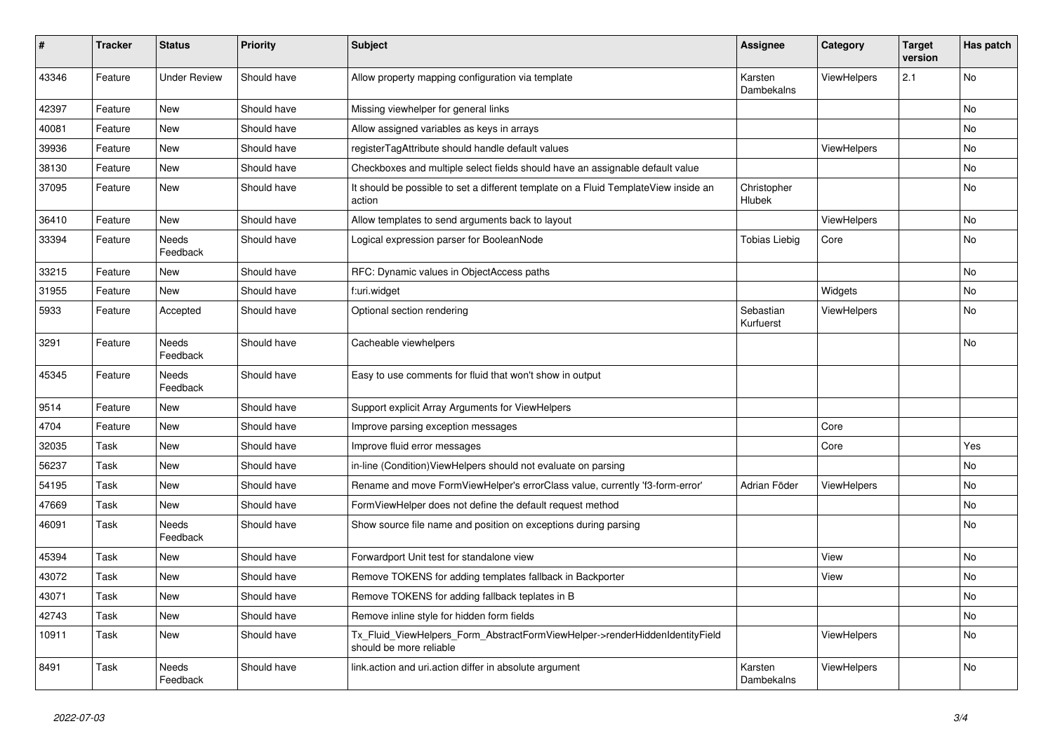| # | Tracker | Status | Priority | Subject | Assignee | Category | Target version | Has patch |
|---|---|---|---|---|---|---|---|---|
| 43346 | Feature | Under Review | Should have | Allow property mapping configuration via template | Karsten Dambekalns | ViewHelpers | 2.1 | No |
| 42397 | Feature | New | Should have | Missing viewhelper for general links | | | | No |
| 40081 | Feature | New | Should have | Allow assigned variables as keys in arrays | | | | No |
| 39936 | Feature | New | Should have | registerTagAttribute should handle default values | | ViewHelpers | | No |
| 38130 | Feature | New | Should have | Checkboxes and multiple select fields should have an assignable default value | | | | No |
| 37095 | Feature | New | Should have | It should be possible to set a different template on a Fluid TemplateView inside an action | Christopher Hlubek | | | No |
| 36410 | Feature | New | Should have | Allow templates to send arguments back to layout | | ViewHelpers | | No |
| 33394 | Feature | Needs Feedback | Should have | Logical expression parser for BooleanNode | Tobias Liebig | Core | | No |
| 33215 | Feature | New | Should have | RFC: Dynamic values in ObjectAccess paths | | | | No |
| 31955 | Feature | New | Should have | f:uri.widget | | Widgets | | No |
| 5933 | Feature | Accepted | Should have | Optional section rendering | Sebastian Kurfuerst | ViewHelpers | | No |
| 3291 | Feature | Needs Feedback | Should have | Cacheable viewhelpers | | | | No |
| 45345 | Feature | Needs Feedback | Should have | Easy to use comments for fluid that won't show in output | | | | |
| 9514 | Feature | New | Should have | Support explicit Array Arguments for ViewHelpers | | | | |
| 4704 | Feature | New | Should have | Improve parsing exception messages | | Core | | |
| 32035 | Task | New | Should have | Improve fluid error messages | | Core | | Yes |
| 56237 | Task | New | Should have | in-line (Condition)ViewHelpers should not evaluate on parsing | | | | No |
| 54195 | Task | New | Should have | Rename and move FormViewHelper's errorClass value, currently 'f3-form-error' | Adrian Föder | ViewHelpers | | No |
| 47669 | Task | New | Should have | FormViewHelper does not define the default request method | | | | No |
| 46091 | Task | Needs Feedback | Should have | Show source file name and position on exceptions during parsing | | | | No |
| 45394 | Task | New | Should have | Forwardport Unit test for standalone view | | View | | No |
| 43072 | Task | New | Should have | Remove TOKENS for adding templates fallback in Backporter | | View | | No |
| 43071 | Task | New | Should have | Remove TOKENS for adding fallback teplates in B | | | | No |
| 42743 | Task | New | Should have | Remove inline style for hidden form fields | | | | No |
| 10911 | Task | New | Should have | Tx_Fluid_ViewHelpers_Form_AbstractFormViewHelper->renderHiddenIdentityField should be more reliable | | ViewHelpers | | No |
| 8491 | Task | Needs Feedback | Should have | link.action and uri.action differ in absolute argument | Karsten Dambekalns | ViewHelpers | | No |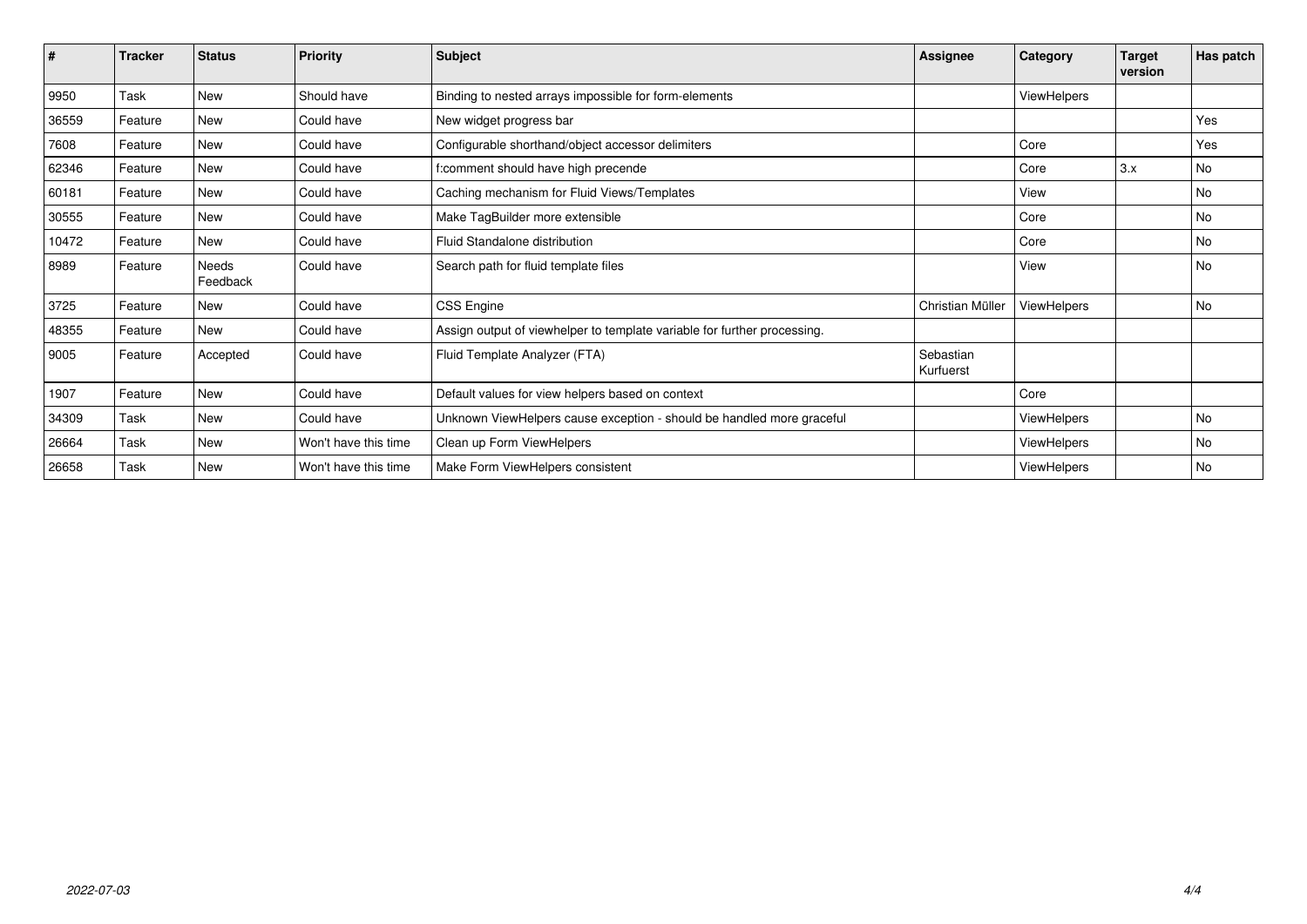| # | Tracker | Status | Priority | Subject | Assignee | Category | Target version | Has patch |
|---|---|---|---|---|---|---|---|---|
| 9950 | Task | New | Should have | Binding to nested arrays impossible for form-elements | | ViewHelpers | | |
| 36559 | Feature | New | Could have | New widget progress bar | | | | Yes |
| 7608 | Feature | New | Could have | Configurable shorthand/object accessor delimiters | | Core | | Yes |
| 62346 | Feature | New | Could have | f:comment should have high precende | | Core | 3.x | No |
| 60181 | Feature | New | Could have | Caching mechanism for Fluid Views/Templates | | View | | No |
| 30555 | Feature | New | Could have | Make TagBuilder more extensible | | Core | | No |
| 10472 | Feature | New | Could have | Fluid Standalone distribution | | Core | | No |
| 8989 | Feature | Needs Feedback | Could have | Search path for fluid template files | | View | | No |
| 3725 | Feature | New | Could have | CSS Engine | Christian Müller | ViewHelpers | | No |
| 48355 | Feature | New | Could have | Assign output of viewhelper to template variable for further processing. | | | | |
| 9005 | Feature | Accepted | Could have | Fluid Template Analyzer (FTA) | Sebastian Kurfuerst | | | |
| 1907 | Feature | New | Could have | Default values for view helpers based on context | | Core | | |
| 34309 | Task | New | Could have | Unknown ViewHelpers cause exception - should be handled more graceful | | ViewHelpers | | No |
| 26664 | Task | New | Won't have this time | Clean up Form ViewHelpers | | ViewHelpers | | No |
| 26658 | Task | New | Won't have this time | Make Form ViewHelpers consistent | | ViewHelpers | | No |